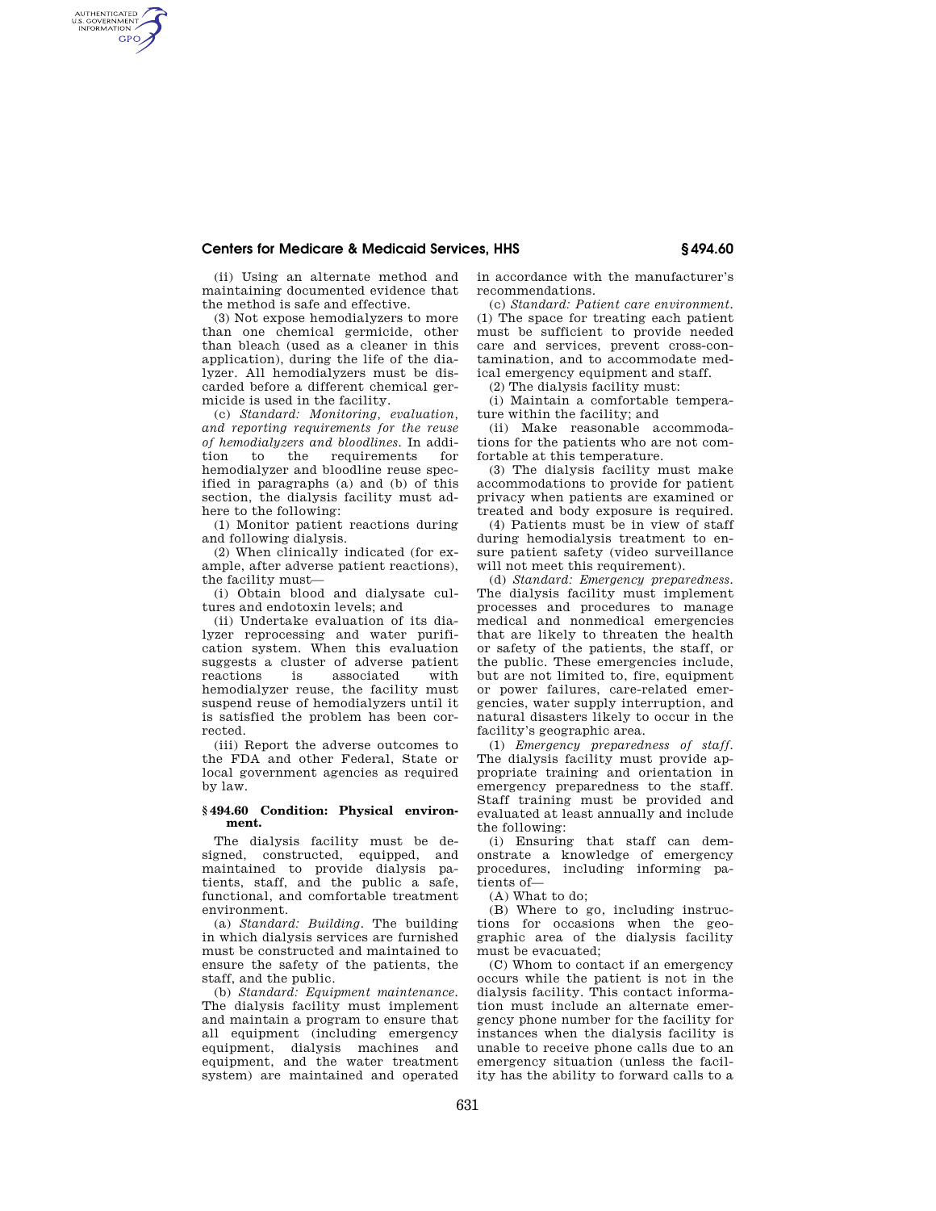(ii) Using an alternate method and maintaining documented evidence that the method is safe and effective.

(3) Not expose hemodialyzers to more than one chemical germicide, other than bleach (used as a cleaner in this application), during the life of the dialyzer. All hemodialyzers must be discarded before a different chemical germicide is used in the facility.

(c) *Standard: Monitoring, evaluation, and reporting requirements for the reuse of hemodialyzers and bloodlines.* In addition to the requirements for hemodialyzer and bloodline reuse specified in paragraphs (a) and (b) of this section, the dialysis facility must adhere to the following:

(1) Monitor patient reactions during and following dialysis.

(2) When clinically indicated (for example, after adverse patient reactions), the facility must—

(i) Obtain blood and dialysate cultures and endotoxin levels; and

(ii) Undertake evaluation of its dialyzer reprocessing and water purification system. When this evaluation suggests a cluster of adverse patient reactions is associated with hemodialyzer reuse, the facility must suspend reuse of hemodialyzers until it is satisfied the problem has been corrected.

(iii) Report the adverse outcomes to the FDA and other Federal, State or local government agencies as required by law.

### § 494.60 Condition: Physical environment.

The dialysis facility must be designed, constructed, equipped, and maintained to provide dialysis patients, staff, and the public a safe, functional, and comfortable treatment environment.

(a) *Standard: Building.* The building in which dialysis services are furnished must be constructed and maintained to ensure the safety of the patients, the staff, and the public.

(b) *Standard: Equipment maintenance.* The dialysis facility must implement and maintain a program to ensure that all equipment (including emergency equipment, dialysis machines and equipment, and the water treatment system) are maintained and operated in accordance with the manufacturer's recommendations.

(c) *Standard: Patient care environment.* (1) The space for treating each patient must be sufficient to provide needed care and services, prevent cross-contamination, and to accommodate medical emergency equipment and staff.

(2) The dialysis facility must:

(i) Maintain a comfortable temperature within the facility; and

(ii) Make reasonable accommodations for the patients who are not comfortable at this temperature.

(3) The dialysis facility must make accommodations to provide for patient privacy when patients are examined or treated and body exposure is required.

(4) Patients must be in view of staff during hemodialysis treatment to ensure patient safety (video surveillance will not meet this requirement).

(d) *Standard: Emergency preparedness.* The dialysis facility must implement processes and procedures to manage medical and nonmedical emergencies that are likely to threaten the health or safety of the patients, the staff, or the public. These emergencies include, but are not limited to, fire, equipment or power failures, care-related emergencies, water supply interruption, and natural disasters likely to occur in the facility's geographic area.

(1) *Emergency preparedness of staff.* The dialysis facility must provide appropriate training and orientation in emergency preparedness to the staff. Staff training must be provided and evaluated at least annually and include the following:

(i) Ensuring that staff can demonstrate a knowledge of emergency procedures, including informing patients of—

(A) What to do;

(B) Where to go, including instructions for occasions when the geographic area of the dialysis facility must be evacuated;

(C) Whom to contact if an emergency occurs while the patient is not in the dialysis facility. This contact information must include an alternate emergency phone number for the facility for instances when the dialysis facility is unable to receive phone calls due to an emergency situation (unless the facility has the ability to forward calls to a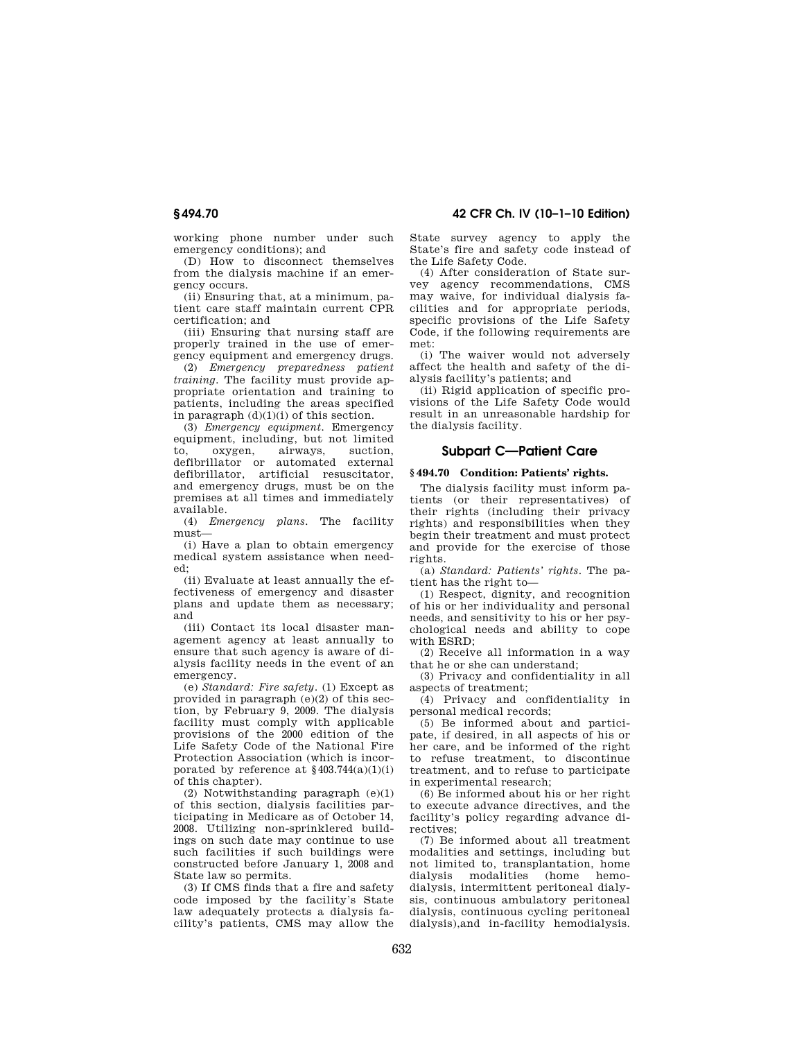working phone number under such emergency conditions); and

(D) How to disconnect themselves from the dialysis machine if an emergency occurs.

(ii) Ensuring that, at a minimum, patient care staff maintain current CPR certification; and

(iii) Ensuring that nursing staff are properly trained in the use of emergency equipment and emergency drugs.

(2) *Emergency preparedness patient training*. The facility must provide appropriate orientation and training to patients, including the areas specified in paragraph (d)(1)(i) of this section.

(3) *Emergency equipment*. Emergency equipment, including, but not limited to, oxygen, airways, suction, defibrillator or automated external defibrillator, artificial resuscitator, and emergency drugs, must be on the premises at all times and immediately available.

(4) *Emergency plans*. The facility must—

(i) Have a plan to obtain emergency medical system assistance when needed;

(ii) Evaluate at least annually the effectiveness of emergency and disaster plans and update them as necessary; and

(iii) Contact its local disaster management agency at least annually to ensure that such agency is aware of dialysis facility needs in the event of an emergency.

(e) *Standard: Fire safety*. (1) Except as provided in paragraph (e)(2) of this section, by February 9, 2009. The dialysis facility must comply with applicable provisions of the 2000 edition of the Life Safety Code of the National Fire Protection Association (which is incorporated by reference at §403.744(a)(1)(i) of this chapter).

(2) Notwithstanding paragraph (e)(1) of this section, dialysis facilities participating in Medicare as of October 14, 2008. Utilizing non-sprinklered buildings on such date may continue to use such facilities if such buildings were constructed before January 1, 2008 and State law so permits.

(3) If CMS finds that a fire and safety code imposed by the facility's State law adequately protects a dialysis facility's patients, CMS may allow the State survey agency to apply the State's fire and safety code instead of the Life Safety Code.

(4) After consideration of State survey agency recommendations, CMS may waive, for individual dialysis facilities and for appropriate periods, specific provisions of the Life Safety Code, if the following requirements are met:

(i) The waiver would not adversely affect the health and safety of the dialysis facility's patients; and

(ii) Rigid application of specific provisions of the Life Safety Code would result in an unreasonable hardship for the dialysis facility.

## Subpart C—Patient Care

### §494.70 Condition: Patients' rights.

The dialysis facility must inform patients (or their representatives) of their rights (including their privacy rights) and responsibilities when they begin their treatment and must protect and provide for the exercise of those rights.

(a) *Standard: Patients' rights*. The patient has the right to—

(1) Respect, dignity, and recognition of his or her individuality and personal needs, and sensitivity to his or her psychological needs and ability to cope with ESRD;

(2) Receive all information in a way that he or she can understand;

(3) Privacy and confidentiality in all aspects of treatment;

(4) Privacy and confidentiality in personal medical records;

(5) Be informed about and participate, if desired, in all aspects of his or her care, and be informed of the right to refuse treatment, to discontinue treatment, and to refuse to participate in experimental research;

(6) Be informed about his or her right to execute advance directives, and the facility's policy regarding advance directives;

(7) Be informed about all treatment modalities and settings, including but not limited to, transplantation, home dialysis modalities (home hemodialysis, intermittent peritoneal dialysis, continuous ambulatory peritoneal dialysis, continuous cycling peritoneal dialysis),and in-facility hemodialysis.